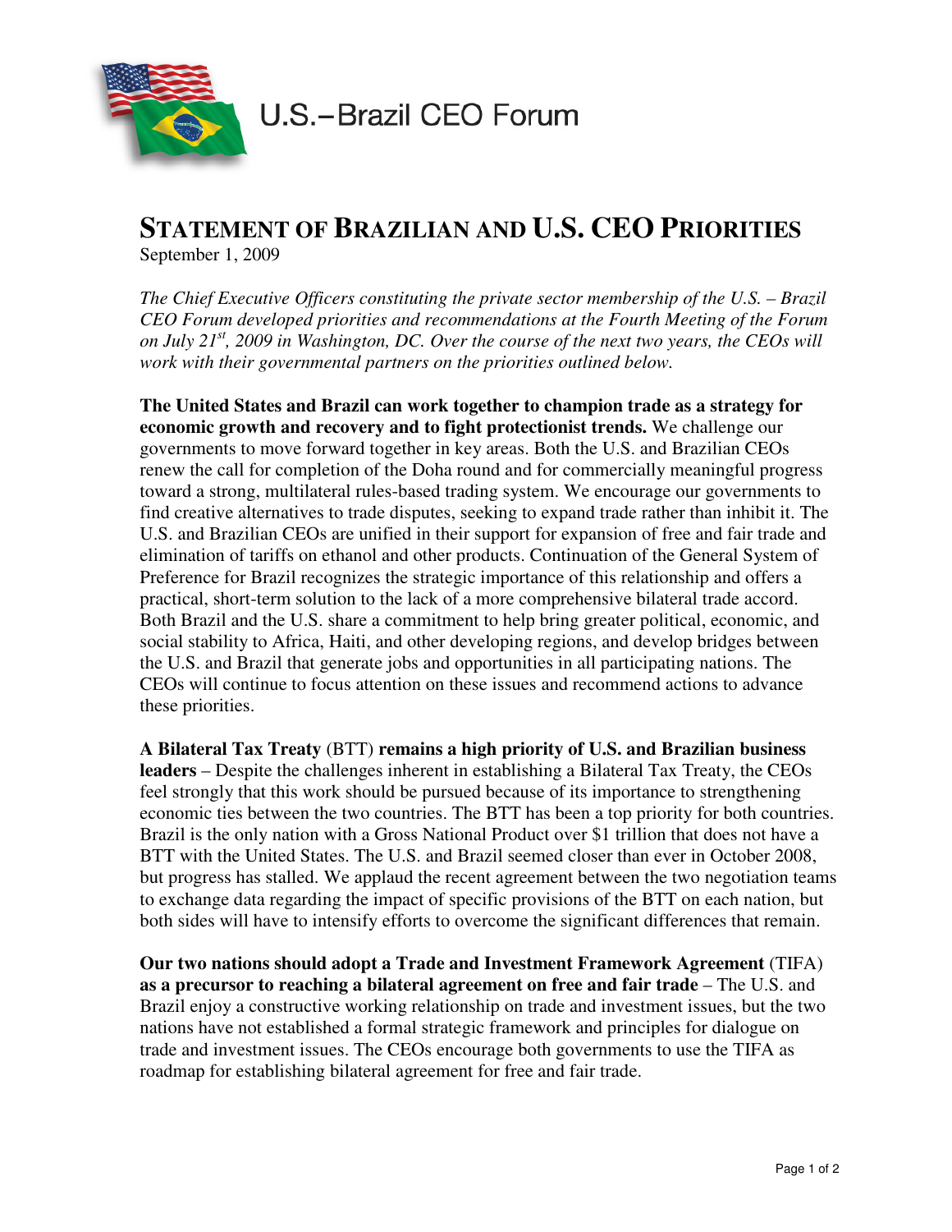U.S.–Brazil CEO Forum

# STATEMENT OF BRAZILIAN AND U.S. CEO PRIORITIES

September 1, 2009

*The Chief Executive Officers constituting the private sector membership of the U.S. – Brazil CEO Forum developed priorities and recommendations at the Fourth Meeting of the Forum on July 21st, 2009 in Washington, DC. Over the course of the next two years, the CEOs will work with their governmental partners on the priorities outlined below.*

**The United States and Brazil can work together to champion trade as a strategy for economic growth and recovery and to fight protectionist trends.** We challenge our governments to move forward together in key areas. Both the U.S. and Brazilian CEOs renew the call for completion of the Doha round and for commercially meaningful progress toward a strong, multilateral rules-based trading system. We encourage our governments to find creative alternatives to trade disputes, seeking to expand trade rather than inhibit it. The U.S. and Brazilian CEOs are unified in their support for expansion of free and fair trade and elimination of tariffs on ethanol and other products. Continuation of the General System of Preference for Brazil recognizes the strategic importance of this relationship and offers a practical, short-term solution to the lack of a more comprehensive bilateral trade accord. Both Brazil and the U.S. share a commitment to help bring greater political, economic, and social stability to Africa, Haiti, and other developing regions, and develop bridges between the U.S. and Brazil that generate jobs and opportunities in all participating nations. The CEOs will continue to focus attention on these issues and recommend actions to advance these priorities.

**A Bilateral Tax Treaty** (BTT) **remains a high priority of U.S. and Brazilian business leaders** – Despite the challenges inherent in establishing a Bilateral Tax Treaty, the CEOs feel strongly that this work should be pursued because of its importance to strengthening economic ties between the two countries. The BTT has been a top priority for both countries. Brazil is the only nation with a Gross National Product over $1 trillion that does not have a BTT with the United States. The U.S. and Brazil seemed closer than ever in October 2008, but progress has stalled. We applaud the recent agreement between the two negotiation teams to exchange data regarding the impact of specific provisions of the BTT on each nation, but both sides will have to intensify efforts to overcome the significant differences that remain.

**Our two nations should adopt a Trade and Investment Framework Agreement** (TIFA) **as a precursor to reaching a bilateral agreement on free and fair trade** – The U.S. and Brazil enjoy a constructive working relationship on trade and investment issues, but the two nations have not established a formal strategic framework and principles for dialogue on trade and investment issues. The CEOs encourage both governments to use the TIFA as roadmap for establishing bilateral agreement for free and fair trade.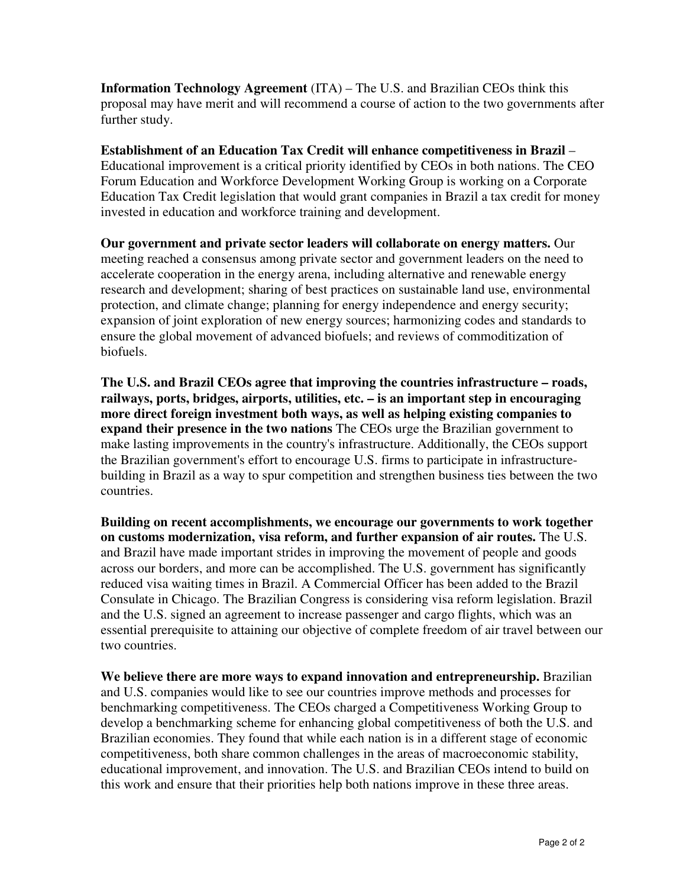**Information Technology Agreement** (ITA) – The U.S. and Brazilian CEOs think this proposal may have merit and will recommend a course of action to the two governments after further study.

**Establishment of an Education Tax Credit will enhance competitiveness in Brazil** – Educational improvement is a critical priority identified by CEOs in both nations. The CEO Forum Education and Workforce Development Working Group is working on a Corporate Education Tax Credit legislation that would grant companies in Brazil a tax credit for money invested in education and workforce training and development.

**Our government and private sector leaders will collaborate on energy matters.** Our meeting reached a consensus among private sector and government leaders on the need to accelerate cooperation in the energy arena, including alternative and renewable energy research and development; sharing of best practices on sustainable land use, environmental protection, and climate change; planning for energy independence and energy security; expansion of joint exploration of new energy sources; harmonizing codes and standards to ensure the global movement of advanced biofuels; and reviews of commoditization of biofuels.

**The U.S. and Brazil CEOs agree that improving the countries infrastructure – roads, railways, ports, bridges, airports, utilities, etc. – is an important step in encouraging more direct foreign investment both ways, as well as helping existing companies to expand their presence in the two nations** The CEOs urge the Brazilian government to make lasting improvements in the country's infrastructure. Additionally, the CEOs support the Brazilian government's effort to encourage U.S. firms to participate in infrastructure-building in Brazil as a way to spur competition and strengthen business ties between the two countries.

**Building on recent accomplishments, we encourage our governments to work together on customs modernization, visa reform, and further expansion of air routes.** The U.S. and Brazil have made important strides in improving the movement of people and goods across our borders, and more can be accomplished. The U.S. government has significantly reduced visa waiting times in Brazil. A Commercial Officer has been added to the Brazil Consulate in Chicago. The Brazilian Congress is considering visa reform legislation. Brazil and the U.S. signed an agreement to increase passenger and cargo flights, which was an essential prerequisite to attaining our objective of complete freedom of air travel between our two countries.

**We believe there are more ways to expand innovation and entrepreneurship.** Brazilian and U.S. companies would like to see our countries improve methods and processes for benchmarking competitiveness. The CEOs charged a Competitiveness Working Group to develop a benchmarking scheme for enhancing global competitiveness of both the U.S. and Brazilian economies. They found that while each nation is in a different stage of economic competitiveness, both share common challenges in the areas of macroeconomic stability, educational improvement, and innovation. The U.S. and Brazilian CEOs intend to build on this work and ensure that their priorities help both nations improve in these three areas.